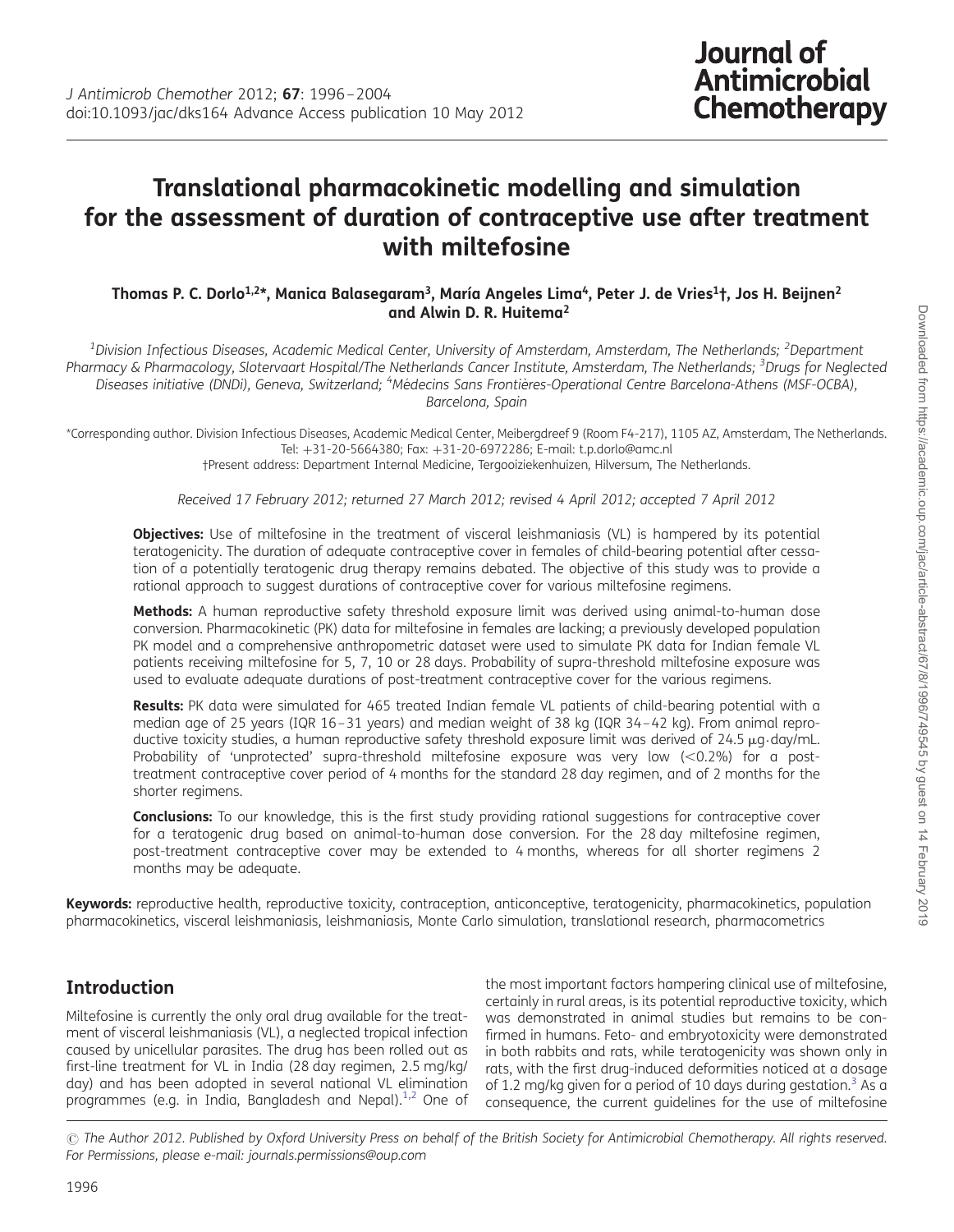# Translational pharmacokinetic modelling and simulation for the assessment of duration of contraceptive use after treatment with miltefosine

**Thomas P. C. Dorlo[1,2]*, Manica Balasegaram[3], María Angeles Lima[4], Peter J. de Vries[1]†, Jos H. Beijnen[2] and Alwin D. R. Huitema[2]**

[1]*Division Infectious Diseases, Academic Medical Center, University of Amsterdam, Amsterdam, The Netherlands;* [2]*Department Pharmacy & Pharmacology, Slotervaart Hospital/The Netherlands Cancer Institute, Amsterdam, The Netherlands;* [3]*Drugs for Neglected Diseases initiative (DNDi), Geneva, Switzerland;* [4]*Médecins Sans Frontières-Operational Centre Barcelona-Athens (MSF-OCBA), Barcelona, Spain*

*Corresponding author. Division Infectious Diseases, Academic Medical Center, Meibergdreef 9 (Room F4-217), 1105 AZ, Amsterdam, The Netherlands. Tel: +31-20-5664380; Fax: +31-20-6972286; E-mail: t.p.dorlo@amc.nl

†Present address: Department Internal Medicine, Tergooiziekenhuizen, Hilversum, The Netherlands.

*Received 17 February 2012; returned 27 March 2012; revised 4 April 2012; accepted 7 April 2012*

**Objectives:** Use of miltefosine in the treatment of visceral leishmaniasis (VL) is hampered by its potential teratogenicity. The duration of adequate contraceptive cover in females of child-bearing potential after cessation of a potentially teratogenic drug therapy remains debated. The objective of this study was to provide a rational approach to suggest durations of contraceptive cover for various miltefosine regimens.

**Methods:** A human reproductive safety threshold exposure limit was derived using animal-to-human dose conversion. Pharmacokinetic (PK) data for miltefosine in females are lacking; a previously developed population PK model and a comprehensive anthropometric dataset were used to simulate PK data for Indian female VL patients receiving miltefosine for 5, 7, 10 or 28 days. Probability of supra-threshold miltefosine exposure was used to evaluate adequate durations of post-treatment contraceptive cover for the various regimens.

**Results:** PK data were simulated for 465 treated Indian female VL patients of child-bearing potential with a median age of 25 years (IQR 16–31 years) and median weight of 38 kg (IQR 34–42 kg). From animal reproductive toxicity studies, a human reproductive safety threshold exposure limit was derived of 24.5 μg·day/mL. Probability of 'unprotected' supra-threshold miltefosine exposure was very low (<0.2%) for a post-treatment contraceptive cover period of 4 months for the standard 28 day regimen, and of 2 months for the shorter regimens.

**Conclusions:** To our knowledge, this is the first study providing rational suggestions for contraceptive cover for a teratogenic drug based on animal-to-human dose conversion. For the 28 day miltefosine regimen, post-treatment contraceptive cover may be extended to 4 months, whereas for all shorter regimens 2 months may be adequate.

**Keywords:** reproductive health, reproductive toxicity, contraception, anticonceptive, teratogenicity, pharmacokinetics, population pharmacokinetics, visceral leishmaniasis, leishmaniasis, Monte Carlo simulation, translational research, pharmacometrics

## Introduction

Miltefosine is currently the only oral drug available for the treatment of visceral leishmaniasis (VL), a neglected tropical infection caused by unicellular parasites. The drug has been rolled out as first-line treatment for VL in India (28 day regimen, 2.5 mg/kg/day) and has been adopted in several national VL elimination programmes (e.g. in India, Bangladesh and Nepal).[1,2] One of the most important factors hampering clinical use of miltefosine, certainly in rural areas, is its potential reproductive toxicity, which was demonstrated in animal studies but remains to be confirmed in humans. Feto- and embryotoxicity were demonstrated in both rabbits and rats, while teratogenicity was shown only in rats, with the first drug-induced deformities noticed at a dosage of 1.2 mg/kg given for a period of 10 days during gestation.[3] As a consequence, the current guidelines for the use of miltefosine

© The Author 2012. Published by Oxford University Press on behalf of the British Society for Antimicrobial Chemotherapy. All rights reserved. For Permissions, please e-mail: journals.permissions@oup.com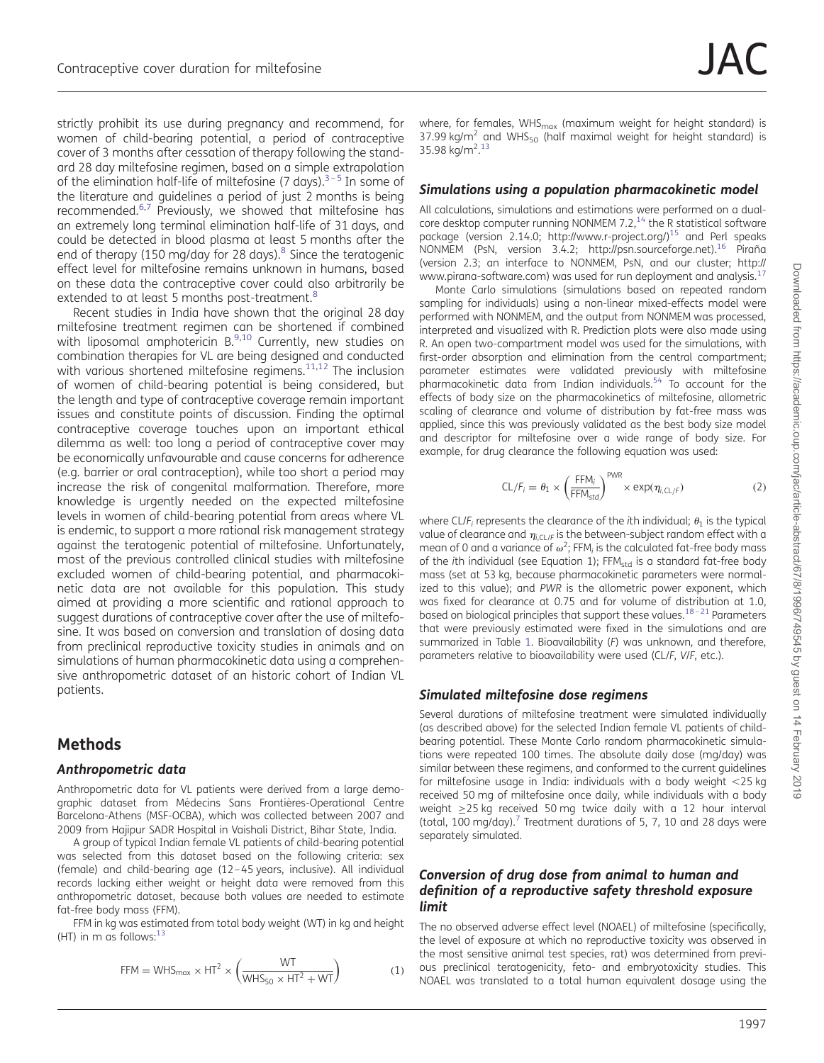strictly prohibit its use during pregnancy and recommend, for women of child-bearing potential, a period of contraceptive cover of 3 months after cessation of therapy following the standard 28 day miltefosine regimen, based on a simple extrapolation of the elimination half-life of miltefosine (7 days).[3–5] In some of the literature and guidelines a period of just 2 months is being recommended.[6,7] Previously, we showed that miltefosine has an extremely long terminal elimination half-life of 31 days, and could be detected in blood plasma at least 5 months after the end of therapy (150 mg/day for 28 days).[8] Since the teratogenic effect level for miltefosine remains unknown in humans, based on these data the contraceptive cover could also arbitrarily be extended to at least 5 months post-treatment.[8]

Recent studies in India have shown that the original 28 day miltefosine treatment regimen can be shortened if combined with liposomal amphotericin B.[9,10] Currently, new studies on combination therapies for VL are being designed and conducted with various shortened miltefosine regimens.[11,12] The inclusion of women of child-bearing potential is being considered, but the length and type of contraceptive coverage remain important issues and constitute points of discussion. Finding the optimal contraceptive coverage touches upon an important ethical dilemma as well: too long a period of contraceptive cover may be economically unfavourable and cause concerns for adherence (e.g. barrier or oral contraception), while too short a period may increase the risk of congenital malformation. Therefore, more knowledge is urgently needed on the expected miltefosine levels in women of child-bearing potential from areas where VL is endemic, to support a more rational risk management strategy against the teratogenic potential of miltefosine. Unfortunately, most of the previous controlled clinical studies with miltefosine excluded women of child-bearing potential, and pharmacokinetic data are not available for this population. This study aimed at providing a more scientific and rational approach to suggest durations of contraceptive cover after the use of miltefosine. It was based on conversion and translation of dosing data from preclinical reproductive toxicity studies in animals and on simulations of human pharmacokinetic data using a comprehensive anthropometric dataset of an historic cohort of Indian VL patients.

## Methods

### Anthropometric data

Anthropometric data for VL patients were derived from a large demographic dataset from Médecins Sans Frontières-Operational Centre Barcelona-Athens (MSF-OCBA), which was collected between 2007 and 2009 from Hajipur SADR Hospital in Vaishali District, Bihar State, India.

A group of typical Indian female VL patients of child-bearing potential was selected from this dataset based on the following criteria: sex (female) and child-bearing age (12–45 years, inclusive). All individual records lacking either weight or height data were removed from this anthropometric dataset, because both values are needed to estimate fat-free body mass (FFM).

FFM in kg was estimated from total body weight (WT) in kg and height (HT) in m as follows:[13]

$$\mathrm{FFM} = \mathrm{WHS}_{max} \times \mathrm{HT}^2 \times \left(\frac{\mathrm{WT}}{\mathrm{WHS}_{50} \times \mathrm{HT}^2 + \mathrm{WT}}\right) \tag{1}$$

where, for females, $\mathrm{WHS}_{max}$ (maximum weight for height standard) is 37.99 kg/m$^2$ and $\mathrm{WHS}_{50}$ (half maximal weight for height standard) is 35.98 kg/m$^2$.[13]

### Simulations using a population pharmacokinetic model

All calculations, simulations and estimations were performed on a dual-core desktop computer running NONMEM 7.2,[14] the R statistical software package (version 2.14.0; http://www.r-project.org/)[15] and Perl speaks NONMEM (PsN, version 3.4.2; http://psn.sourceforge.net).[16] Piraña (version 2.3; an interface to NONMEM, PsN, and our cluster; http://www.pirana-software.com) was used for run deployment and analysis.[17]

Monte Carlo simulations (simulations based on repeated random sampling for individuals) using a non-linear mixed-effects model were performed with NONMEM, and the output from NONMEM was processed, interpreted and visualized with R. Prediction plots were also made using R. An open two-compartment model was used for the simulations, with first-order absorption and elimination from the central compartment; parameter estimates were validated previously with miltefosine pharmacokinetic data from Indian individuals.[54] To account for the effects of body size on the pharmacokinetics of miltefosine, allometric scaling of clearance and volume of distribution by fat-free mass was applied, since this was previously validated as the best body size model and descriptor for miltefosine over a wide range of body size. For example, for drug clearance the following equation was used:

$$\mathrm{CL}/F_i = \theta_1 \times \left(\frac{\mathrm{FFM}_i}{\mathrm{FFM}_{std}}\right)^{\mathrm{PWR}} \times \exp(\eta_{i,\mathrm{CL}/F}) \tag{2}$$

where $\mathrm{CL}/F_i$ represents the clearance of the $i$th individual; $\theta_1$ is the typical value of clearance and $\eta_{i,\mathrm{CL}/F}$ is the between-subject random effect with a mean of 0 and a variance of $\omega^2$; $\mathrm{FFM}_i$ is the calculated fat-free body mass of the $i$th individual (see Equation 1); $\mathrm{FFM}_{std}$ is a standard fat-free body mass (set at 53 kg, because pharmacokinetic parameters were normalized to this value); and *PWR* is the allometric power exponent, which was fixed for clearance at 0.75 and for volume of distribution at 1.0, based on biological principles that support these values.[18–21] Parameters that were previously estimated were fixed in the simulations and are summarized in Table 1. Bioavailability ($F$) was unknown, and therefore, parameters relative to bioavailability were used ($\mathrm{CL}/F$, $V/F$, etc.).

### Simulated miltefosine dose regimens

Several durations of miltefosine treatment were simulated individually (as described above) for the selected Indian female VL patients of child-bearing potential. These Monte Carlo random pharmacokinetic simulations were repeated 100 times. The absolute daily dose (mg/day) was similar between these regimens, and conformed to the current guidelines for miltefosine usage in India: individuals with a body weight <25 kg received 50 mg of miltefosine once daily, while individuals with a body weight ≥25 kg received 50 mg twice daily with a 12 hour interval (total, 100 mg/day).[7] Treatment durations of 5, 7, 10 and 28 days were separately simulated.

### Conversion of drug dose from animal to human and definition of a reproductive safety threshold exposure limit

The no observed adverse effect level (NOAEL) of miltefosine (specifically, the level of exposure at which no reproductive toxicity was observed in the most sensitive animal test species, rat) was determined from previous preclinical teratogenicity, feto- and embryotoxicity studies. This NOAEL was translated to a total human equivalent dosage using the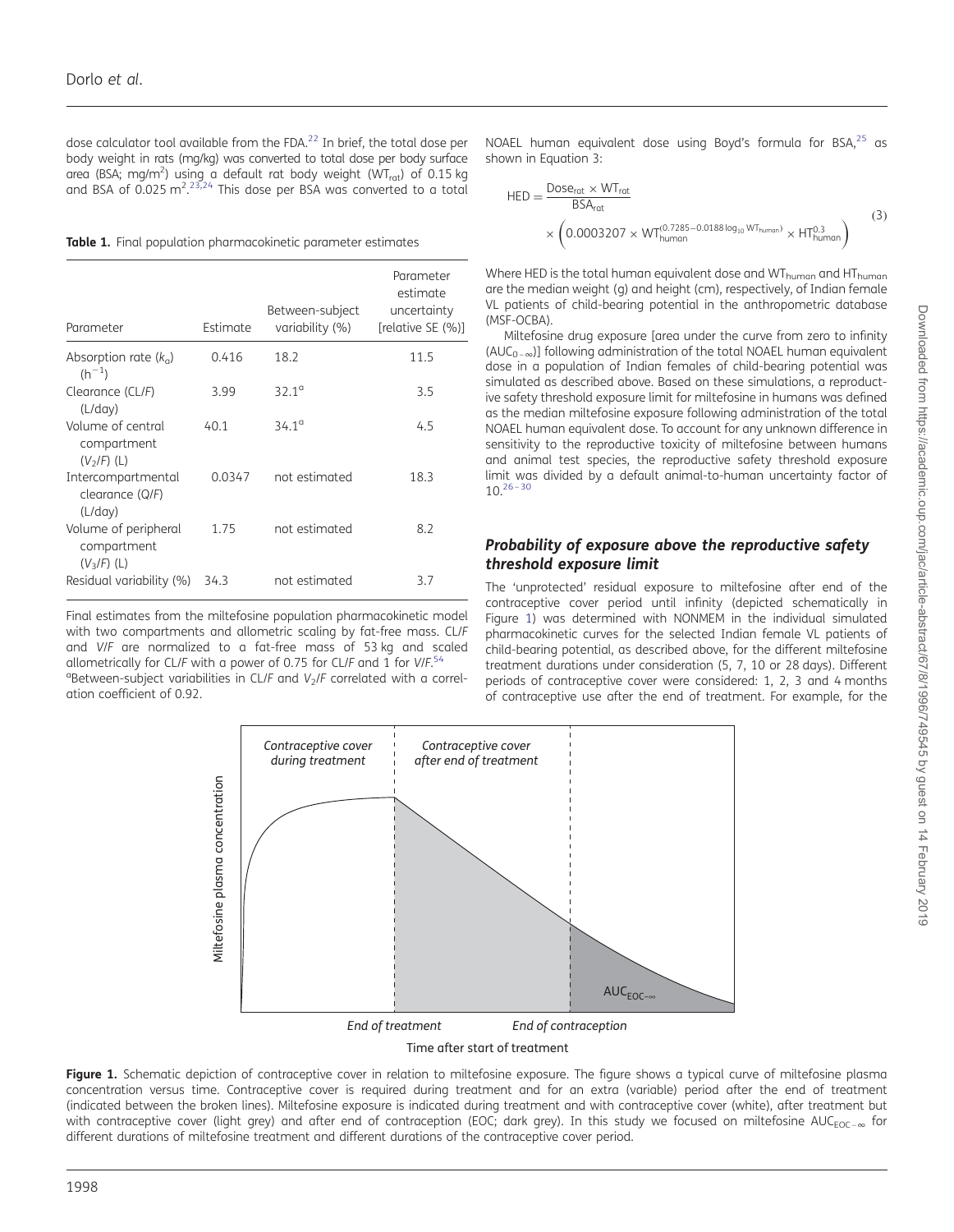dose calculator tool available from the FDA.[22] In brief, the total dose per body weight in rats (mg/kg) was converted to total dose per body surface area (BSA; mg/m$^2$) using a default rat body weight ($WT_{rat}$) of 0.15 kg and BSA of 0.025 m$^2$.[23,24] This dose per BSA was converted to a total NOAEL human equivalent dose using Boyd's formula for BSA,[25] as shown in Equation 3:

$$\mathrm{HED} = \frac{\mathrm{Dose}_{rat} \times \mathrm{WT}_{rat}}{\mathrm{BSA}_{rat}} \times \left(0.0003207 \times \mathrm{WT}_{human}^{(0.7285-0.0188\log_{10}\mathrm{WT}_{human})} \times \mathrm{HT}_{human}^{0.3}\right) \quad (3)$$

Where HED is the total human equivalent dose and $WT_{human}$ and $HT_{human}$ are the median weight (g) and height (cm), respectively, of Indian female VL patients of child-bearing potential in the anthropometric database (MSF-OCBA).

Miltefosine drug exposure [area under the curve from zero to infinity ($AUC_{0-\infty}$)] following administration of the total NOAEL human equivalent dose in a population of Indian females of child-bearing potential was simulated as described above. Based on these simulations, a reproductive safety threshold exposure limit for miltefosine in humans was defined as the median miltefosine exposure following administration of the total NOAEL human equivalent dose. To account for any unknown difference in sensitivity to the reproductive toxicity of miltefosine between humans and animal test species, the reproductive safety threshold exposure limit was divided by a default animal-to-human uncertainty factor of 10.[26–30]

**Table 1.** Final population pharmacokinetic parameter estimates

| Parameter | Estimate | Between-subject variability (%) | Parameter estimate uncertainty [relative SE (%)] |
|---|---|---|---|
| Absorption rate ($k_a$) ($h^{-1}$) | 0.416 | 18.2 | 11.5 |
| Clearance (CL/F) (L/day) | 3.99 | 32.1[a] | 3.5 |
| Volume of central compartment ($V_2/F$) (L) | 40.1 | 34.1[a] | 4.5 |
| Intercompartmental clearance (Q/F) (L/day) | 0.0347 | not estimated | 18.3 |
| Volume of peripheral compartment ($V_3/F$) (L) | 1.75 | not estimated | 8.2 |
| Residual variability (%) | 34.3 | not estimated | 3.7 |

Final estimates from the miltefosine population pharmacokinetic model with two compartments and allometric scaling by fat-free mass. CL/F and V/F are normalized to a fat-free mass of 53 kg and scaled allometrically for CL/F with a power of 0.75 for CL/F and 1 for V/F.[54]

[a]Between-subject variabilities in CL/F and $V_2/F$ correlated with a correlation coefficient of 0.92.

### *Probability of exposure above the reproductive safety threshold exposure limit*

The 'unprotected' residual exposure to miltefosine after end of the contraceptive cover period until infinity (depicted schematically in Figure 1) was determined with NONMEM in the individual simulated pharmacokinetic curves for the selected Indian female VL patients of child-bearing potential, as described above, for the different miltefosine treatment durations under consideration (5, 7, 10 or 28 days). Different periods of contraceptive cover were considered: 1, 2, 3 and 4 months of contraceptive use after the end of treatment. For example, for the

**Figure 1.** Schematic depiction of contraceptive cover in relation to miltefosine exposure. The figure shows a typical curve of miltefosine plasma concentration versus time. Contraceptive cover is required during treatment and for an extra (variable) period after the end of treatment (indicated between the broken lines). Miltefosine exposure is indicated during treatment and with contraceptive cover (white), after treatment but with contraceptive cover (light grey) and after end of contraception (EOC; dark grey). In this study we focused on miltefosine $AUC_{EOC-\infty}$ for different durations of miltefosine treatment and different durations of the contraceptive cover period.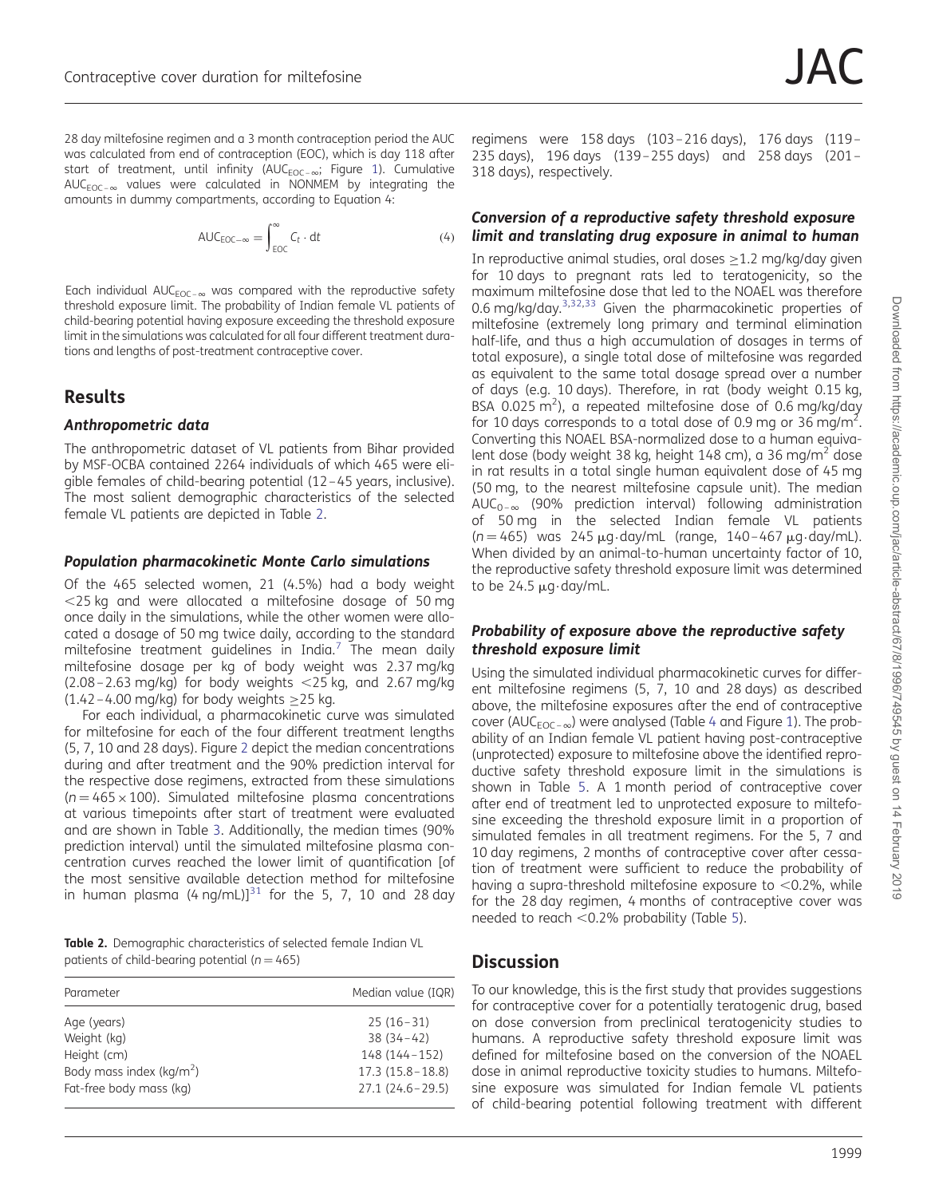28 day miltefosine regimen and a 3 month contraception period the AUC was calculated from end of contraception (EOC), which is day 118 after start of treatment, until infinity ($AUC_{EOC-\infty}$; Figure 1). Cumulative $AUC_{EOC-\infty}$ values were calculated in NONMEM by integrating the amounts in dummy compartments, according to Equation 4:

$$AUC_{EOC-\infty} = \int_{EOC}^{\infty} C_t \cdot dt \tag{4}$$

Each individual $AUC_{EOC-\infty}$ was compared with the reproductive safety threshold exposure limit. The probability of Indian female VL patients of child-bearing potential having exposure exceeding the threshold exposure limit in the simulations was calculated for all four different treatment durations and lengths of post-treatment contraceptive cover.

## Results

### Anthropometric data

The anthropometric dataset of VL patients from Bihar provided by MSF-OCBA contained 2264 individuals of which 465 were eligible females of child-bearing potential (12–45 years, inclusive). The most salient demographic characteristics of the selected female VL patients are depicted in Table 2.

### Population pharmacokinetic Monte Carlo simulations

Of the 465 selected women, 21 (4.5%) had a body weight <25 kg and were allocated a miltefosine dosage of 50 mg once daily in the simulations, while the other women were allocated a dosage of 50 mg twice daily, according to the standard miltefosine treatment guidelines in India.[7] The mean daily miltefosine dosage per kg of body weight was 2.37 mg/kg (2.08–2.63 mg/kg) for body weights <25 kg, and 2.67 mg/kg (1.42–4.00 mg/kg) for body weights ≥25 kg.

For each individual, a pharmacokinetic curve was simulated for miltefosine for each of the four different treatment lengths (5, 7, 10 and 28 days). Figure 2 depict the median concentrations during and after treatment and the 90% prediction interval for the respective dose regimens, extracted from these simulations ($n = 465 \times 100$). Simulated miltefosine plasma concentrations at various timepoints after start of treatment were evaluated and are shown in Table 3. Additionally, the median times (90% prediction interval) until the simulated miltefosine plasma concentration curves reached the lower limit of quantification [of the most sensitive available detection method for miltefosine in human plasma (4 ng/mL)][31] for the 5, 7, 10 and 28 day regimens were 158 days (103–216 days), 176 days (119–235 days), 196 days (139–255 days) and 258 days (201–318 days), respectively.

**Table 2.** Demographic characteristics of selected female Indian VL patients of child-bearing potential ($n = 465$)

| Parameter | Median value (IQR) |
|---|---|
| Age (years) | 25 (16–31) |
| Weight (kg) | 38 (34–42) |
| Height (cm) | 148 (144–152) |
| Body mass index (kg/m$^2$) | 17.3 (15.8–18.8) |
| Fat-free body mass (kg) | 27.1 (24.6–29.5) |

### Conversion of a reproductive safety threshold exposure limit and translating drug exposure in animal to human

In reproductive animal studies, oral doses ≥1.2 mg/kg/day given for 10 days to pregnant rats led to teratogenicity, so the maximum miltefosine dose that led to the NOAEL was therefore 0.6 mg/kg/day.[3,32,33] Given the pharmacokinetic properties of miltefosine (extremely long primary and terminal elimination half-life, and thus a high accumulation of dosages in terms of total exposure), a single total dose of miltefosine was regarded as equivalent to the same total dosage spread over a number of days (e.g. 10 days). Therefore, in rat (body weight 0.15 kg, BSA 0.025 m$^2$), a repeated miltefosine dose of 0.6 mg/kg/day for 10 days corresponds to a total dose of 0.9 mg or 36 mg/m$^2$. Converting this NOAEL BSA-normalized dose to a human equivalent dose (body weight 38 kg, height 148 cm), a 36 mg/m$^2$ dose in rat results in a total single human equivalent dose of 45 mg (50 mg, to the nearest miltefosine capsule unit). The median $AUC_{0-\infty}$ (90% prediction interval) following administration of 50 mg in the selected Indian female VL patients ($n = 465$) was 245 μg·day/mL (range, 140–467 μg·day/mL). When divided by an animal-to-human uncertainty factor of 10, the reproductive safety threshold exposure limit was determined to be 24.5 μg·day/mL.

### Probability of exposure above the reproductive safety threshold exposure limit

Using the simulated individual pharmacokinetic curves for different miltefosine regimens (5, 7, 10 and 28 days) as described above, the miltefosine exposures after the end of contraceptive cover ($AUC_{EOC-\infty}$) were analysed (Table 4 and Figure 1). The probability of an Indian female VL patient having post-contraceptive (unprotected) exposure to miltefosine above the identified reproductive safety threshold exposure limit in the simulations is shown in Table 5. A 1 month period of contraceptive cover after end of treatment led to unprotected exposure to miltefosine exceeding the threshold exposure limit in a proportion of simulated females in all treatment regimens. For the 5, 7 and 10 day regimens, 2 months of contraceptive cover after cessation of treatment were sufficient to reduce the probability of having a supra-threshold miltefosine exposure to <0.2%, while for the 28 day regimen, 4 months of contraceptive cover was needed to reach <0.2% probability (Table 5).

## Discussion

To our knowledge, this is the first study that provides suggestions for contraceptive cover for a potentially teratogenic drug, based on dose conversion from preclinical teratogenicity studies to humans. A reproductive safety threshold exposure limit was defined for miltefosine based on the conversion of the NOAEL dose in animal reproductive toxicity studies to humans. Miltefosine exposure was simulated for Indian female VL patients of child-bearing potential following treatment with different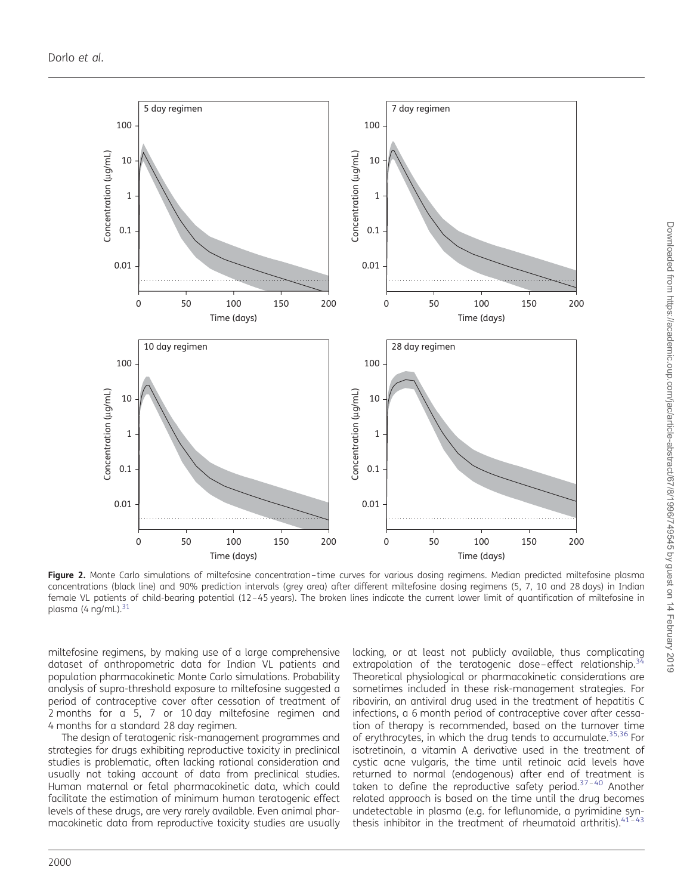**Figure 2.** Monte Carlo simulations of miltefosine concentration–time curves for various dosing regimens. Median predicted miltefosine plasma concentrations (black line) and 90% prediction intervals (grey area) after different miltefosine dosing regimens (5, 7, 10 and 28 days) in Indian female VL patients of child-bearing potential (12–45 years). The broken lines indicate the current lower limit of quantification of miltefosine in plasma (4 ng/mL).[31]

miltefosine regimens, by making use of a large comprehensive dataset of anthropometric data for Indian VL patients and population pharmacokinetic Monte Carlo simulations. Probability analysis of supra-threshold exposure to miltefosine suggested a period of contraceptive cover after cessation of treatment of 2 months for a 5, 7 or 10 day miltefosine regimen and 4 months for a standard 28 day regimen.

The design of teratogenic risk-management programmes and strategies for drugs exhibiting reproductive toxicity in preclinical studies is problematic, often lacking rational consideration and usually not taking account of data from preclinical studies. Human maternal or fetal pharmacokinetic data, which could facilitate the estimation of minimum human teratogenic effect levels of these drugs, are very rarely available. Even animal pharmacokinetic data from reproductive toxicity studies are usually lacking, or at least not publicly available, thus complicating extrapolation of the teratogenic dose–effect relationship.[34] Theoretical physiological or pharmacokinetic considerations are sometimes included in these risk-management strategies. For ribavirin, an antiviral drug used in the treatment of hepatitis C infections, a 6 month period of contraceptive cover after cessation of therapy is recommended, based on the turnover time of erythrocytes, in which the drug tends to accumulate.[35,36] For isotretinoin, a vitamin A derivative used in the treatment of cystic acne vulgaris, the time until retinoic acid levels have returned to normal (endogenous) after end of treatment is taken to define the reproductive safety period.[37–40] Another related approach is based on the time until the drug becomes undetectable in plasma (e.g. for leflunomide, a pyrimidine synthesis inhibitor in the treatment of rheumatoid arthritis).[41–43]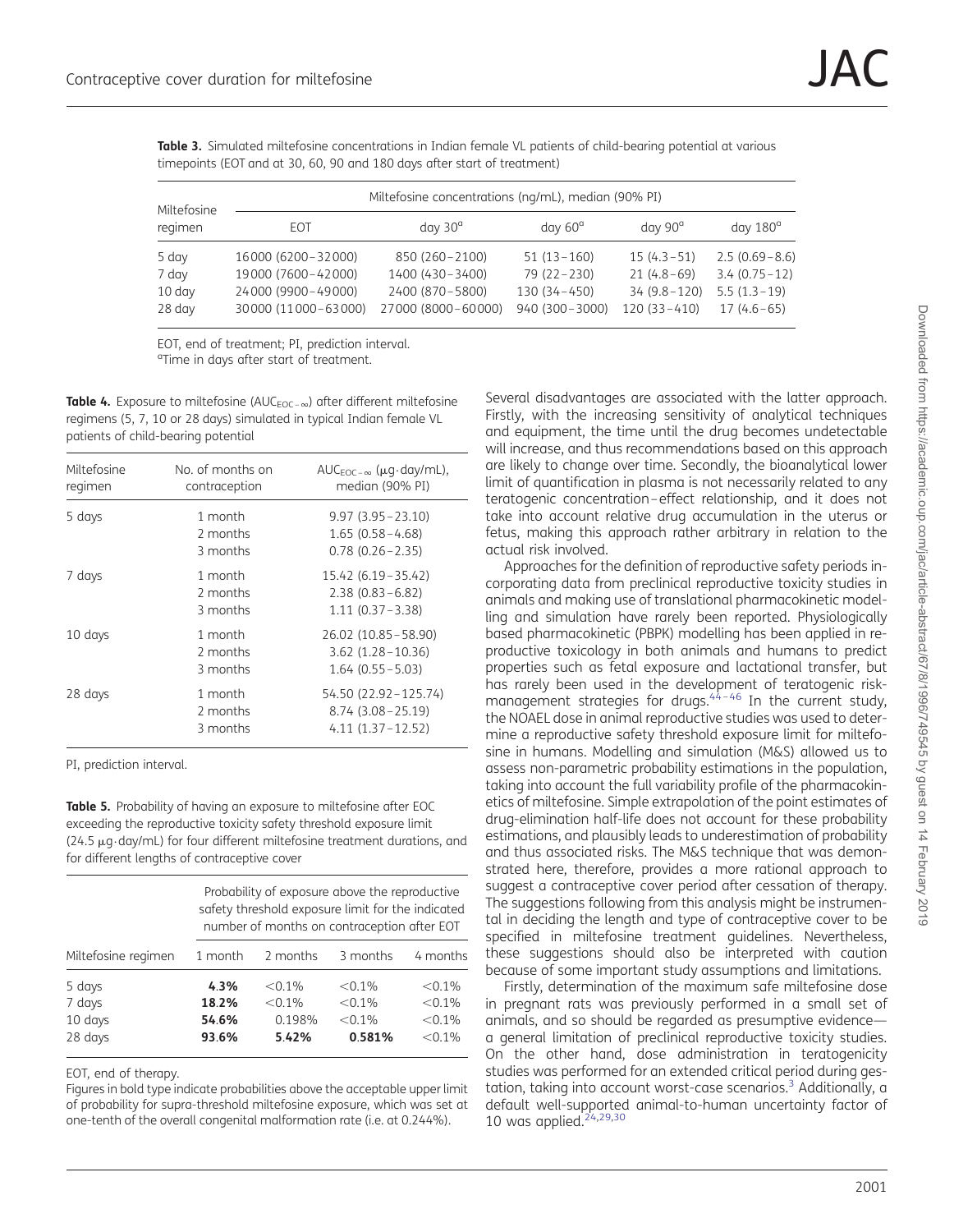**Table 3.** Simulated miltefosine concentrations in Indian female VL patients of child-bearing potential at various timepoints (EOT and at 30, 60, 90 and 180 days after start of treatment)

| Miltefosine regimen | Miltefosine concentrations (ng/mL), median (90% PI) | | | | |
|---|---|---|---|---|---|
| | EOT | day 30[a] | day 60[a] | day 90[a] | day 180[a] |
| 5 day | 16000 (6200–32000) | 850 (260–2100) | 51 (13–160) | 15 (4.3–51) | 2.5 (0.69–8.6) |
| 7 day | 19000 (7600–42000) | 1400 (430–3400) | 79 (22–230) | 21 (4.8–69) | 3.4 (0.75–12) |
| 10 day | 24000 (9900–49000) | 2400 (870–5800) | 130 (34–450) | 34 (9.8–120) | 5.5 (1.3–19) |
| 28 day | 30000 (11000–63000) | 27000 (8000–60000) | 940 (300–3000) | 120 (33–410) | 17 (4.6–65) |

EOT, end of treatment; PI, prediction interval.
[a]Time in days after start of treatment.

**Table 4.** Exposure to miltefosine ($AUC_{EOC-\infty}$) after different miltefosine regimens (5, 7, 10 or 28 days) simulated in typical Indian female VL patients of child-bearing potential

| Miltefosine regimen | No. of months on contraception | $AUC_{EOC-\infty}$ (μg·day/mL), median (90% PI) |
|---|---|---|
| 5 days | 1 month | 9.97 (3.95–23.10) |
| | 2 months | 1.65 (0.58–4.68) |
| | 3 months | 0.78 (0.26–2.35) |
| 7 days | 1 month | 15.42 (6.19–35.42) |
| | 2 months | 2.38 (0.83–6.82) |
| | 3 months | 1.11 (0.37–3.38) |
| 10 days | 1 month | 26.02 (10.85–58.90) |
| | 2 months | 3.62 (1.28–10.36) |
| | 3 months | 1.64 (0.55–5.03) |
| 28 days | 1 month | 54.50 (22.92–125.74) |
| | 2 months | 8.74 (3.08–25.19) |
| | 3 months | 4.11 (1.37–12.52) |

PI, prediction interval.

**Table 5.** Probability of having an exposure to miltefosine after EOC exceeding the reproductive toxicity safety threshold exposure limit (24.5 μg·day/mL) for four different miltefosine treatment durations, and for different lengths of contraceptive cover

| Miltefosine regimen | Probability of exposure above the reproductive safety threshold exposure limit for the indicated number of months on contraception after EOT | | | |
|---|---|---|---|---|
| | 1 month | 2 months | 3 months | 4 months |
| 5 days | **4.3%** | <0.1% | <0.1% | <0.1% |
| 7 days | **18.2%** | <0.1% | <0.1% | <0.1% |
| 10 days | **54.6%** | 0.198% | <0.1% | <0.1% |
| 28 days | **93.6%** | **5.42%** | **0.581%** | <0.1% |

EOT, end of therapy.
Figures in bold type indicate probabilities above the acceptable upper limit of probability for supra-threshold miltefosine exposure, which was set at one-tenth of the overall congenital malformation rate (i.e. at 0.244%).

Several disadvantages are associated with the latter approach. Firstly, with the increasing sensitivity of analytical techniques and equipment, the time until the drug becomes undetectable will increase, and thus recommendations based on this approach are likely to change over time. Secondly, the bioanalytical lower limit of quantification in plasma is not necessarily related to any teratogenic concentration–effect relationship, and it does not take into account relative drug accumulation in the uterus or fetus, making this approach rather arbitrary in relation to the actual risk involved.

Approaches for the definition of reproductive safety periods incorporating data from preclinical reproductive toxicity studies in animals and making use of translational pharmacokinetic modelling and simulation have rarely been reported. Physiologically based pharmacokinetic (PBPK) modelling has been applied in reproductive toxicology in both animals and humans to predict properties such as fetal exposure and lactational transfer, but has rarely been used in the development of teratogenic risk-management strategies for drugs.[44–46] In the current study, the NOAEL dose in animal reproductive studies was used to determine a reproductive safety threshold exposure limit for miltefosine in humans. Modelling and simulation (M&S) allowed us to assess non-parametric probability estimations in the population, taking into account the full variability profile of the pharmacokinetics of miltefosine. Simple extrapolation of the point estimates of drug-elimination half-life does not account for these probability estimations, and plausibly leads to underestimation of probability and thus associated risks. The M&S technique that was demonstrated here, therefore, provides a more rational approach to suggest a contraceptive cover period after cessation of therapy. The suggestions following from this analysis might be instrumental in deciding the length and type of contraceptive cover to be specified in miltefosine treatment guidelines. Nevertheless, these suggestions should also be interpreted with caution because of some important study assumptions and limitations.

Firstly, determination of the maximum safe miltefosine dose in pregnant rats was previously performed in a small set of animals, and so should be regarded as presumptive evidence—a general limitation of preclinical reproductive toxicity studies. On the other hand, dose administration in teratogenicity studies was performed for an extended critical period during gestation, taking into account worst-case scenarios.[3] Additionally, a default well-supported animal-to-human uncertainty factor of 10 was applied.[24,29,30]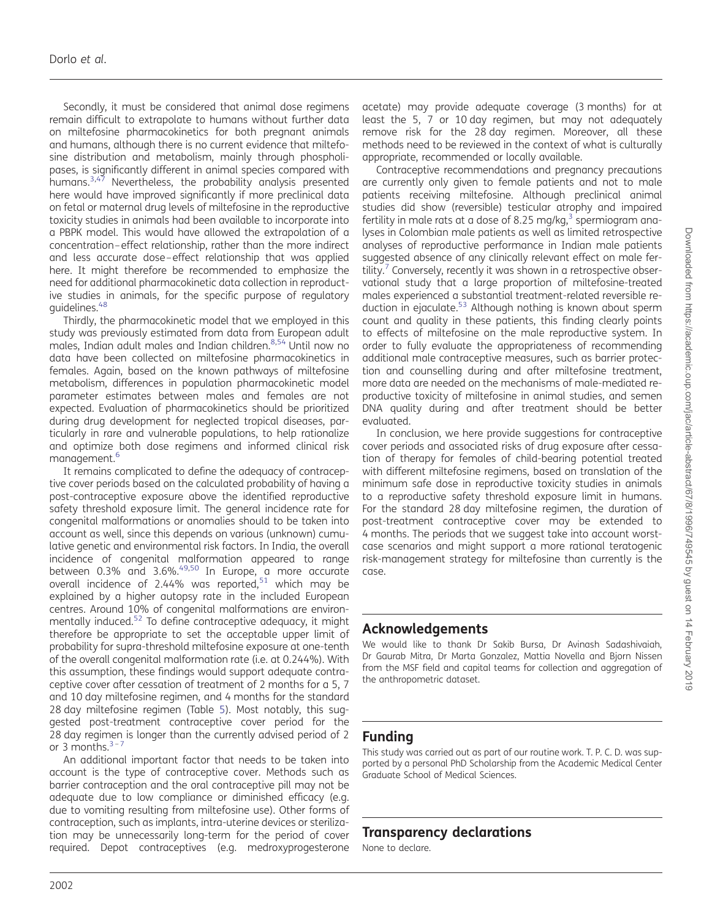Secondly, it must be considered that animal dose regimens remain difficult to extrapolate to humans without further data on miltefosine pharmacokinetics for both pregnant animals and humans, although there is no current evidence that miltefosine distribution and metabolism, mainly through phospholipases, is significantly different in animal species compared with humans.[3,47] Nevertheless, the probability analysis presented here would have improved significantly if more preclinical data on fetal or maternal drug levels of miltefosine in the reproductive toxicity studies in animals had been available to incorporate into a PBPK model. This would have allowed the extrapolation of a concentration–effect relationship, rather than the more indirect and less accurate dose–effect relationship that was applied here. It might therefore be recommended to emphasize the need for additional pharmacokinetic data collection in reproductive studies in animals, for the specific purpose of regulatory guidelines.[48]

Thirdly, the pharmacokinetic model that we employed in this study was previously estimated from data from European adult males, Indian adult males and Indian children.[8,54] Until now no data have been collected on miltefosine pharmacokinetics in females. Again, based on the known pathways of miltefosine metabolism, differences in population pharmacokinetic model parameter estimates between males and females are not expected. Evaluation of pharmacokinetics should be prioritized during drug development for neglected tropical diseases, particularly in rare and vulnerable populations, to help rationalize and optimize both dose regimens and informed clinical risk management.[6]

It remains complicated to define the adequacy of contraceptive cover periods based on the calculated probability of having a post-contraceptive exposure above the identified reproductive safety threshold exposure limit. The general incidence rate for congenital malformations or anomalies should to be taken into account as well, since this depends on various (unknown) cumulative genetic and environmental risk factors. In India, the overall incidence of congenital malformation appeared to range between 0.3% and 3.6%.[49,50] In Europe, a more accurate overall incidence of 2.44% was reported,[51] which may be explained by a higher autopsy rate in the included European centres. Around 10% of congenital malformations are environmentally induced.[52] To define contraceptive adequacy, it might therefore be appropriate to set the acceptable upper limit of probability for supra-threshold miltefosine exposure at one-tenth of the overall congenital malformation rate (i.e. at 0.244%). With this assumption, these findings would support adequate contraceptive cover after cessation of treatment of 2 months for a 5, 7 and 10 day miltefosine regimen, and 4 months for the standard 28 day miltefosine regimen (Table 5). Most notably, this suggested post-treatment contraceptive cover period for the 28 day regimen is longer than the currently advised period of 2 or 3 months.[3–7]

An additional important factor that needs to be taken into account is the type of contraceptive cover. Methods such as barrier contraception and the oral contraceptive pill may not be adequate due to low compliance or diminished efficacy (e.g. due to vomiting resulting from miltefosine use). Other forms of contraception, such as implants, intra-uterine devices or sterilization may be unnecessarily long-term for the period of cover required. Depot contraceptives (e.g. medroxyprogesterone acetate) may provide adequate coverage (3 months) for at least the 5, 7 or 10 day regimen, but may not adequately remove risk for the 28 day regimen. Moreover, all these methods need to be reviewed in the context of what is culturally appropriate, recommended or locally available.

Contraceptive recommendations and pregnancy precautions are currently only given to female patients and not to male patients receiving miltefosine. Although preclinical animal studies did show (reversible) testicular atrophy and impaired fertility in male rats at a dose of 8.25 mg/kg,[3] spermiogram analyses in Colombian male patients as well as limited retrospective analyses of reproductive performance in Indian male patients suggested absence of any clinically relevant effect on male fertility.[7] Conversely, recently it was shown in a retrospective observational study that a large proportion of miltefosine-treated males experienced a substantial treatment-related reversible reduction in ejaculate.[53] Although nothing is known about sperm count and quality in these patients, this finding clearly points to effects of miltefosine on the male reproductive system. In order to fully evaluate the appropriateness of recommending additional male contraceptive measures, such as barrier protection and counselling during and after miltefosine treatment, more data are needed on the mechanisms of male-mediated reproductive toxicity of miltefosine in animal studies, and semen DNA quality during and after treatment should be better evaluated.

In conclusion, we here provide suggestions for contraceptive cover periods and associated risks of drug exposure after cessation of therapy for females of child-bearing potential treated with different miltefosine regimens, based on translation of the minimum safe dose in reproductive toxicity studies in animals to a reproductive safety threshold exposure limit in humans. For the standard 28 day miltefosine regimen, the duration of post-treatment contraceptive cover may be extended to 4 months. The periods that we suggest take into account worst-case scenarios and might support a more rational teratogenic risk-management strategy for miltefosine than currently is the case.

## Acknowledgements

We would like to thank Dr Sakib Bursa, Dr Avinash Sadashivaiah, Dr Gaurab Mitra, Dr Marta Gonzalez, Mattia Novella and Bjorn Nissen from the MSF field and capital teams for collection and aggregation of the anthropometric dataset.

## Funding

This study was carried out as part of our routine work. T. P. C. D. was supported by a personal PhD Scholarship from the Academic Medical Center Graduate School of Medical Sciences.

## Transparency declarations

None to declare.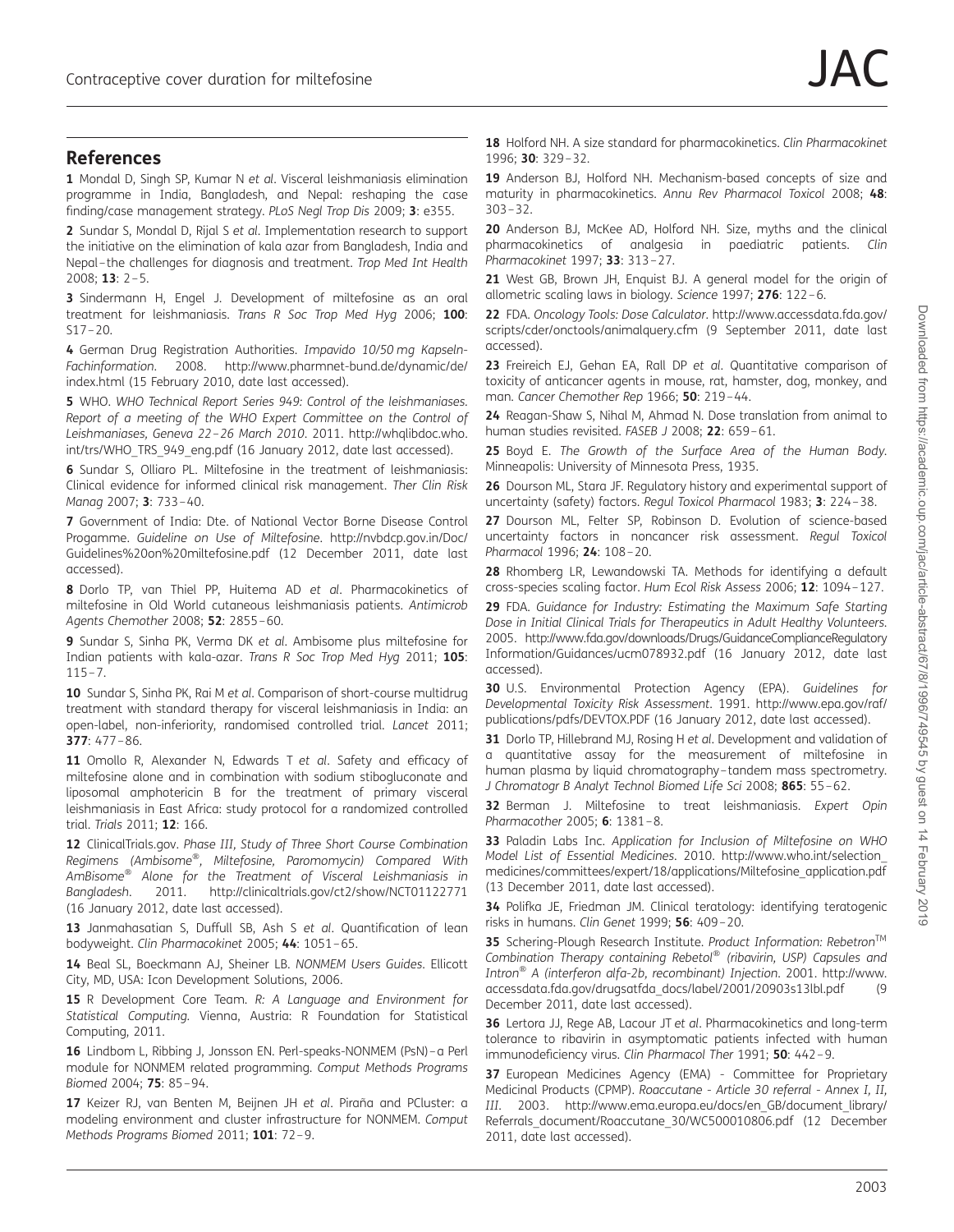## References

**1** Mondal D, Singh SP, Kumar N *et al*. Visceral leishmaniasis elimination programme in India, Bangladesh, and Nepal: reshaping the case finding/case management strategy. *PLoS Negl Trop Dis* 2009; **3**: e355.

**2** Sundar S, Mondal D, Rijal S *et al*. Implementation research to support the initiative on the elimination of kala azar from Bangladesh, India and Nepal–the challenges for diagnosis and treatment. *Trop Med Int Health* 2008; **13**: 2–5.

**3** Sindermann H, Engel J. Development of miltefosine as an oral treatment for leishmaniasis. *Trans R Soc Trop Med Hyg* 2006; **100**: S17–20.

**4** German Drug Registration Authorities. *Impavido 10/50 mg Kapseln-Fachinformation*. 2008. http://www.pharmnet-bund.de/dynamic/de/index.html (15 February 2010, date last accessed).

**5** WHO. *WHO Technical Report Series 949: Control of the leishmaniases. Report of a meeting of the WHO Expert Committee on the Control of Leishmaniases, Geneva 22–26 March 2010*. 2011. http://whqlibdoc.who.int/trs/WHO_TRS_949_eng.pdf (16 January 2012, date last accessed).

**6** Sundar S, Olliaro PL. Miltefosine in the treatment of leishmaniasis: Clinical evidence for informed clinical risk management. *Ther Clin Risk Manag* 2007; **3**: 733–40.

**7** Government of India: Dte. of National Vector Borne Disease Control Progamme. *Guideline on Use of Miltefosine*. http://nvbdcp.gov.in/Doc/Guidelines%20on%20miltefosine.pdf (12 December 2011, date last accessed).

**8** Dorlo TP, van Thiel PP, Huitema AD *et al*. Pharmacokinetics of miltefosine in Old World cutaneous leishmaniasis patients. *Antimicrob Agents Chemother* 2008; **52**: 2855–60.

**9** Sundar S, Sinha PK, Verma DK *et al*. Ambisome plus miltefosine for Indian patients with kala-azar. *Trans R Soc Trop Med Hyg* 2011; **105**: 115–7.

**10** Sundar S, Sinha PK, Rai M *et al*. Comparison of short-course multidrug treatment with standard therapy for visceral leishmaniasis in India: an open-label, non-inferiority, randomised controlled trial. *Lancet* 2011; **377**: 477–86.

**11** Omollo R, Alexander N, Edwards T *et al*. Safety and efficacy of miltefosine alone and in combination with sodium stibogluconate and liposomal amphotericin B for the treatment of primary visceral leishmaniasis in East Africa: study protocol for a randomized controlled trial. *Trials* 2011; **12**: 166.

**12** ClinicalTrials.gov. *Phase III, Study of Three Short Course Combination Regimens (Ambisome®, Miltefosine, Paromomycin) Compared With AmBisome® Alone for the Treatment of Visceral Leishmaniasis in Bangladesh*. 2011. http://clinicaltrials.gov/ct2/show/NCT01122771 (16 January 2012, date last accessed).

**13** Janmahasatian S, Duffull SB, Ash S *et al*. Quantification of lean bodyweight. *Clin Pharmacokinet* 2005; **44**: 1051–65.

**14** Beal SL, Boeckmann AJ, Sheiner LB. *NONMEM Users Guides*. Ellicott City, MD, USA: Icon Development Solutions, 2006.

**15** R Development Core Team. *R: A Language and Environment for Statistical Computing*. Vienna, Austria: R Foundation for Statistical Computing, 2011.

**16** Lindbom L, Ribbing J, Jonsson EN. Perl-speaks-NONMEM (PsN)–a Perl module for NONMEM related programming. *Comput Methods Programs Biomed* 2004; **75**: 85–94.

**17** Keizer RJ, van Benten M, Beijnen JH *et al*. Piraña and PCluster: a modeling environment and cluster infrastructure for NONMEM. *Comput Methods Programs Biomed* 2011; **101**: 72–9.

**18** Holford NH. A size standard for pharmacokinetics. *Clin Pharmacokinet* 1996; **30**: 329–32.

**19** Anderson BJ, Holford NH. Mechanism-based concepts of size and maturity in pharmacokinetics. *Annu Rev Pharmacol Toxicol* 2008; **48**: 303–32.

**20** Anderson BJ, McKee AD, Holford NH. Size, myths and the clinical pharmacokinetics of analgesia in paediatric patients. *Clin Pharmacokinet* 1997; **33**: 313–27.

**21** West GB, Brown JH, Enquist BJ. A general model for the origin of allometric scaling laws in biology. *Science* 1997; **276**: 122–6.

**22** FDA. *Oncology Tools: Dose Calculator*. http://www.accessdata.fda.gov/scripts/cder/onctools/animalquery.cfm (9 September 2011, date last accessed).

**23** Freireich EJ, Gehan EA, Rall DP *et al*. Quantitative comparison of toxicity of anticancer agents in mouse, rat, hamster, dog, monkey, and man. *Cancer Chemother Rep* 1966; **50**: 219–44.

**24** Reagan-Shaw S, Nihal M, Ahmad N. Dose translation from animal to human studies revisited. *FASEB J* 2008; **22**: 659–61.

**25** Boyd E. *The Growth of the Surface Area of the Human Body*. Minneapolis: University of Minnesota Press, 1935.

**26** Dourson ML, Stara JF. Regulatory history and experimental support of uncertainty (safety) factors. *Regul Toxicol Pharmacol* 1983; **3**: 224–38.

**27** Dourson ML, Felter SP, Robinson D. Evolution of science-based uncertainty factors in noncancer risk assessment. *Regul Toxicol Pharmacol* 1996; **24**: 108–20.

**28** Rhomberg LR, Lewandowski TA. Methods for identifying a default cross-species scaling factor. *Hum Ecol Risk Assess* 2006; **12**: 1094–127.

**29** FDA. *Guidance for Industry: Estimating the Maximum Safe Starting Dose in Initial Clinical Trials for Therapeutics in Adult Healthy Volunteers*. 2005. http://www.fda.gov/downloads/Drugs/GuidanceComplianceRegulatoryInformation/Guidances/ucm078932.pdf (16 January 2012, date last accessed).

**30** U.S. Environmental Protection Agency (EPA). *Guidelines for Developmental Toxicity Risk Assessment*. 1991. http://www.epa.gov/raf/publications/pdfs/DEVTOX.PDF (16 January 2012, date last accessed).

**31** Dorlo TP, Hillebrand MJ, Rosing H *et al*. Development and validation of a quantitative assay for the measurement of miltefosine in human plasma by liquid chromatography–tandem mass spectrometry. *J Chromatogr B Analyt Technol Biomed Life Sci* 2008; **865**: 55–62.

**32** Berman J. Miltefosine to treat leishmaniasis. *Expert Opin Pharmacother* 2005; **6**: 1381–8.

**33** Paladin Labs Inc. *Application for Inclusion of Miltefosine on WHO Model List of Essential Medicines*. 2010. http://www.who.int/selection_medicines/committees/expert/18/applications/Miltefosine_application.pdf (13 December 2011, date last accessed).

**34** Polifka JE, Friedman JM. Clinical teratology: identifying teratogenic risks in humans. *Clin Genet* 1999; **56**: 409–20.

**35** Schering-Plough Research Institute. *Product Information: Rebetron™ Combination Therapy containing Rebetol® (ribavirin, USP) Capsules and Intron® A (interferon alfa-2b, recombinant) Injection*. 2001. http://www.accessdata.fda.gov/drugsatfda_docs/label/2001/20903s13lbl.pdf (9 December 2011, date last accessed).

**36** Lertora JJ, Rege AB, Lacour JT *et al*. Pharmacokinetics and long-term tolerance to ribavirin in asymptomatic patients infected with human immunodeficiency virus. *Clin Pharmacol Ther* 1991; **50**: 442–9.

**37** European Medicines Agency (EMA) - Committee for Proprietary Medicinal Products (CPMP). *Roaccutane - Article 30 referral - Annex I, II, III*. 2003. http://www.ema.europa.eu/docs/en_GB/document_library/Referrals_document/Roaccutane_30/WC500010806.pdf (12 December 2011, date last accessed).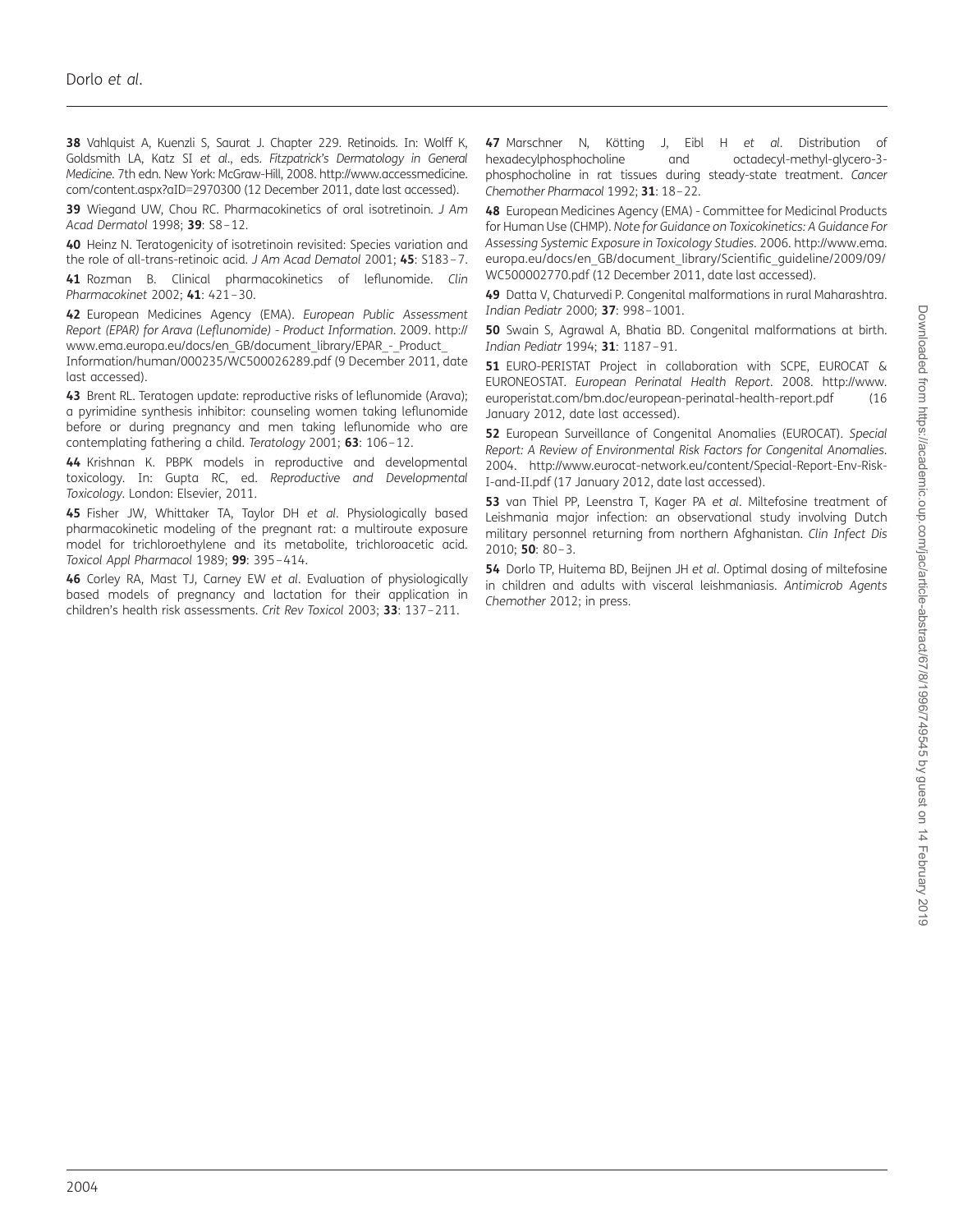**38** Vahlquist A, Kuenzli S, Saurat J. Chapter 229. Retinoids. In: Wolff K, Goldsmith LA, Katz SI *et al*., eds. *Fitzpatrick's Dermatology in General Medicine*. 7th edn. New York: McGraw-Hill, 2008. http://www.accessmedicine.com/content.aspx?aID=2970300 (12 December 2011, date last accessed).

**39** Wiegand UW, Chou RC. Pharmacokinetics of oral isotretinoin. *J Am Acad Dermatol* 1998; **39**: S8–12.

**40** Heinz N. Teratogenicity of isotretinoin revisited: Species variation and the role of all-trans-retinoic acid. *J Am Acad Dematol* 2001; **45**: S183–7.

**41** Rozman B. Clinical pharmacokinetics of leflunomide. *Clin Pharmacokinet* 2002; **41**: 421–30.

**42** European Medicines Agency (EMA). *European Public Assessment Report (EPAR) for Arava (Leflunomide) - Product Information*. 2009. http://www.ema.europa.eu/docs/en_GB/document_library/EPAR_-_Product_Information/human/000235/WC500026289.pdf (9 December 2011, date last accessed).

**43** Brent RL. Teratogen update: reproductive risks of leflunomide (Arava); a pyrimidine synthesis inhibitor: counseling women taking leflunomide before or during pregnancy and men taking leflunomide who are contemplating fathering a child. *Teratology* 2001; **63**: 106–12.

**44** Krishnan K. PBPK models in reproductive and developmental toxicology. In: Gupta RC, ed. *Reproductive and Developmental Toxicology*. London: Elsevier, 2011.

**45** Fisher JW, Whittaker TA, Taylor DH *et al*. Physiologically based pharmacokinetic modeling of the pregnant rat: a multiroute exposure model for trichloroethylene and its metabolite, trichloroacetic acid. *Toxicol Appl Pharmacol* 1989; **99**: 395–414.

**46** Corley RA, Mast TJ, Carney EW *et al*. Evaluation of physiologically based models of pregnancy and lactation for their application in children's health risk assessments. *Crit Rev Toxicol* 2003; **33**: 137–211.

**47** Marschner N, Kötting J, Eibl H *et al*. Distribution of hexadecylphosphocholine and octadecyl-methyl-glycero-3-phosphocholine in rat tissues during steady-state treatment. *Cancer Chemother Pharmacol* 1992; **31**: 18–22.

**48** European Medicines Agency (EMA) - Committee for Medicinal Products for Human Use (CHMP). *Note for Guidance on Toxicokinetics: A Guidance For Assessing Systemic Exposure in Toxicology Studies*. 2006. http://www.ema.europa.eu/docs/en_GB/document_library/Scientific_guideline/2009/09/WC500002770.pdf (12 December 2011, date last accessed).

**49** Datta V, Chaturvedi P. Congenital malformations in rural Maharashtra. *Indian Pediatr* 2000; **37**: 998–1001.

**50** Swain S, Agrawal A, Bhatia BD. Congenital malformations at birth. *Indian Pediatr* 1994; **31**: 1187–91.

**51** EURO-PERISTAT Project in collaboration with SCPE, EUROCAT & EURONEOSTAT. *European Perinatal Health Report*. 2008. http://www.europeristat.com/bm.doc/european-perinatal-health-report.pdf (16 January 2012, date last accessed).

**52** European Surveillance of Congenital Anomalies (EUROCAT). *Special Report: A Review of Environmental Risk Factors for Congenital Anomalies*. 2004. http://www.eurocat-network.eu/content/Special-Report-Env-Risk-I-and-II.pdf (17 January 2012, date last accessed).

**53** van Thiel PP, Leenstra T, Kager PA *et al*. Miltefosine treatment of Leishmania major infection: an observational study involving Dutch military personnel returning from northern Afghanistan. *Clin Infect Dis* 2010; **50**: 80–3.

**54** Dorlo TP, Huitema BD, Beijnen JH *et al*. Optimal dosing of miltefosine in children and adults with visceral leishmaniasis. *Antimicrob Agents Chemother* 2012; in press.